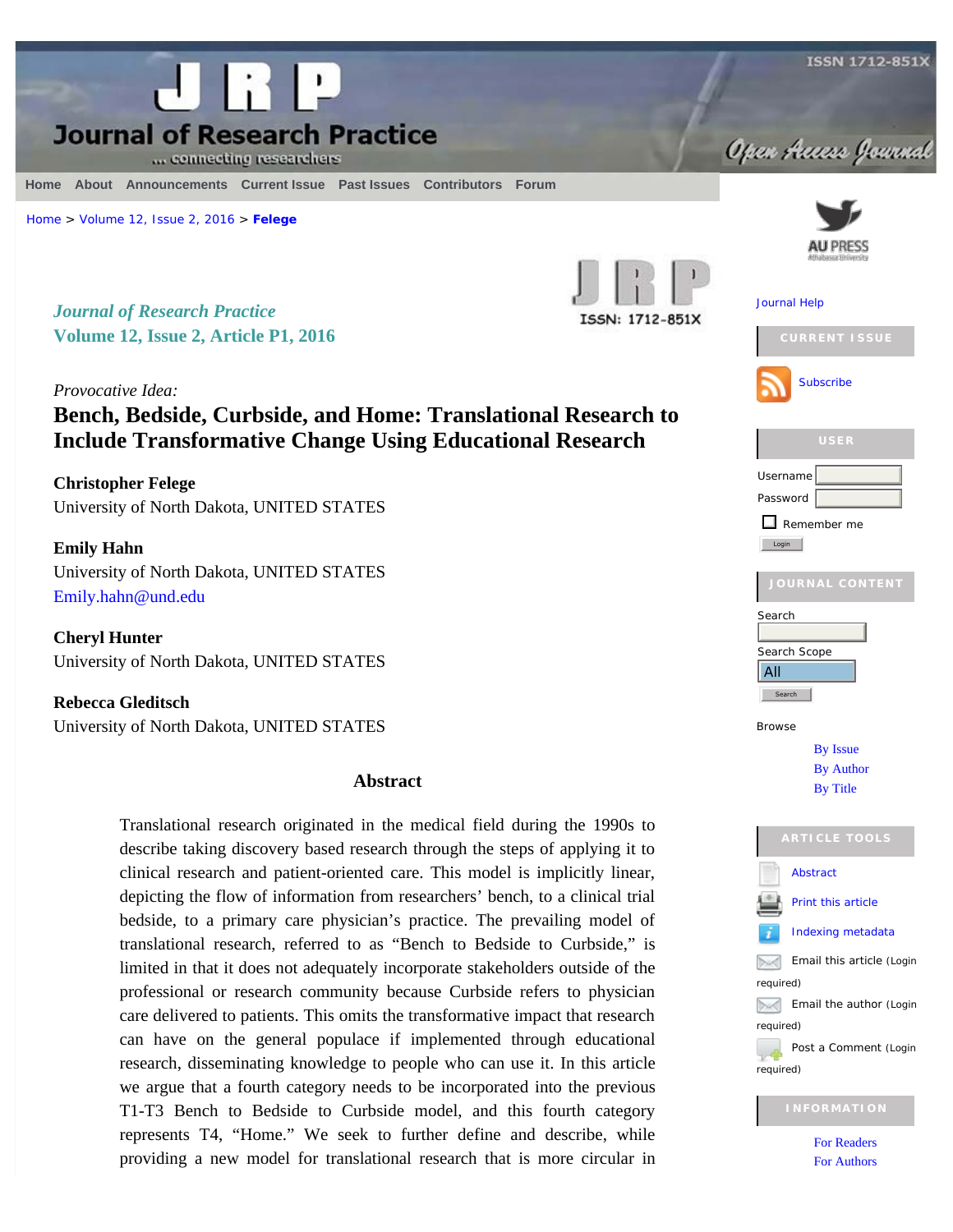*Journal of Research Practice*
**Volume 12, Issue 2, Article P1, 2016**

*Provocative Idea:*

# Bench, Bedside, Curbside, and Home: Translational Research to Include Transformative Change Using Educational Research

**Christopher Felege**
University of North Dakota, UNITED STATES

**Emily Hahn**
University of North Dakota, UNITED STATES
Emily.hahn@und.edu

**Cheryl Hunter**
University of North Dakota, UNITED STATES

**Rebecca Gleditsch**
University of North Dakota, UNITED STATES

## Abstract

Translational research originated in the medical field during the 1990s to describe taking discovery based research through the steps of applying it to clinical research and patient-oriented care. This model is implicitly linear, depicting the flow of information from researchers' bench, to a clinical trial bedside, to a primary care physician's practice. The prevailing model of translational research, referred to as "Bench to Bedside to Curbside," is limited in that it does not adequately incorporate stakeholders outside of the professional or research community because Curbside refers to physician care delivered to patients. This omits the transformative impact that research can have on the general populace if implemented through educational research, disseminating knowledge to people who can use it. In this article we argue that a fourth category needs to be incorporated into the previous T1-T3 Bench to Bedside to Curbside model, and this fourth category represents T4, "Home." We seek to further define and describe, while providing a new model for translational research that is more circular in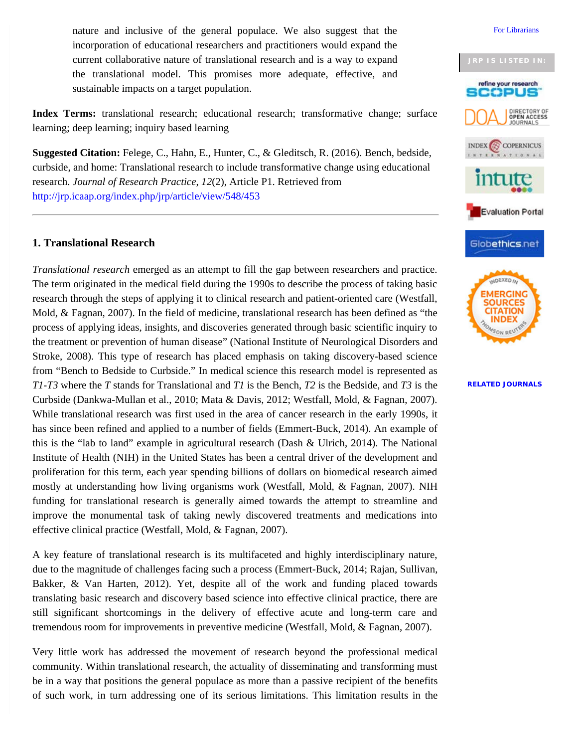nature and inclusive of the general populace. We also suggest that the incorporation of educational researchers and practitioners would expand the current collaborative nature of translational research and is a way to expand the translational model. This promises more adequate, effective, and sustainable impacts on a target population.

**Index Terms:** translational research; educational research; transformative change; surface learning; deep learning; inquiry based learning

**Suggested Citation:** Felege, C., Hahn, E., Hunter, C., & Gleditsch, R. (2016). Bench, bedside, curbside, and home: Translational research to include transformative change using educational research. *Journal of Research Practice*, *12*(2), Article P1. Retrieved from http://jrp.icaap.org/index.php/jrp/article/view/548/453

---

## 1. Translational Research

*Translational research* emerged as an attempt to fill the gap between researchers and practice. The term originated in the medical field during the 1990s to describe the process of taking basic research through the steps of applying it to clinical research and patient-orientated care (Westfall, Mold, & Fagnan, 2007). In the field of medicine, translational research has been defined as "the process of applying ideas, insights, and discoveries generated through basic scientific inquiry to the treatment or prevention of human disease" (National Institute of Neurological Disorders and Stroke, 2008). This type of research has placed emphasis on taking discovery-based science from "Bench to Bedside to Curbside." In medical science this research model is represented as *T1-T3* where the *T* stands for Translational and *T1* is the Bench, *T2* is the Bedside, and *T3* is the Curbside (Dankwa-Mullan et al., 2010; Mata & Davis, 2012; Westfall, Mold, & Fagnan, 2007). While translational research was first used in the area of cancer research in the early 1990s, it has since been refined and applied to a number of fields (Emmert-Buck, 2014). An example of this is the "lab to land" example in agricultural research (Dash & Ulrich, 2014). The National Institute of Health (NIH) in the United States has been a central driver of the development and proliferation for this term, each year spending billions of dollars on biomedical research aimed mostly at understanding how living organisms work (Westfall, Mold, & Fagnan, 2007). NIH funding for translational research is generally aimed towards the attempt to streamline and improve the monumental task of taking newly discovered treatments and medications into effective clinical practice (Westfall, Mold, & Fagnan, 2007).

A key feature of translational research is its multifaceted and highly interdisciplinary nature, due to the magnitude of challenges facing such a process (Emmert-Buck, 2014; Rajan, Sullivan, Bakker, & Van Harten, 2012). Yet, despite all of the work and funding placed towards translating basic research and discovery based science into effective clinical practice, there are still significant shortcomings in the delivery of effective acute and long-term care and tremendous room for improvements in preventive medicine (Westfall, Mold, & Fagnan, 2007).

Very little work has addressed the movement of research beyond the professional medical community. Within translational research, the actuality of disseminating and transforming must be in a way that positions the general populace as more than a passive recipient of the benefits of such work, in turn addressing one of its serious limitations. This limitation results in the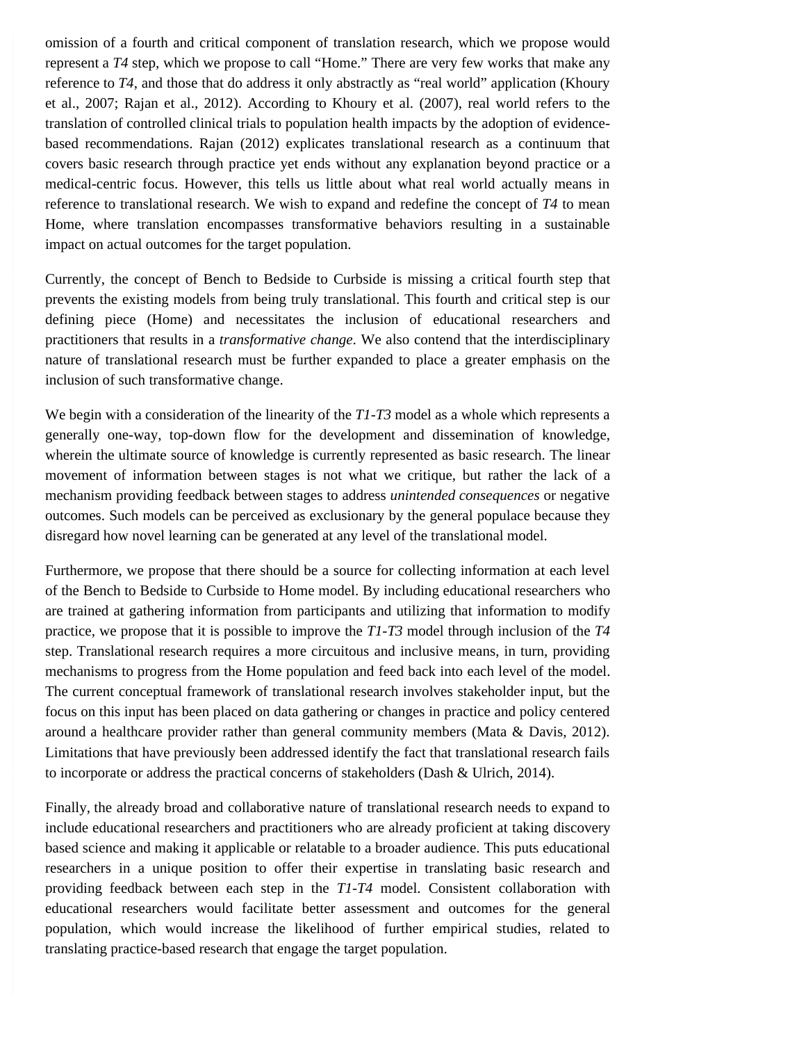omission of a fourth and critical component of translation research, which we propose would represent a *T4* step, which we propose to call "Home." There are very few works that make any reference to *T4*, and those that do address it only abstractly as "real world" application (Khoury et al., 2007; Rajan et al., 2012). According to Khoury et al. (2007), real world refers to the translation of controlled clinical trials to population health impacts by the adoption of evidence-based recommendations. Rajan (2012) explicates translational research as a continuum that covers basic research through practice yet ends without any explanation beyond practice or a medical-centric focus. However, this tells us little about what real world actually means in reference to translational research. We wish to expand and redefine the concept of *T4* to mean Home, where translation encompasses transformative behaviors resulting in a sustainable impact on actual outcomes for the target population.

Currently, the concept of Bench to Bedside to Curbside is missing a critical fourth step that prevents the existing models from being truly translational. This fourth and critical step is our defining piece (Home) and necessitates the inclusion of educational researchers and practitioners that results in a *transformative change*. We also contend that the interdisciplinary nature of translational research must be further expanded to place a greater emphasis on the inclusion of such transformative change.

We begin with a consideration of the linearity of the *T1-T3* model as a whole which represents a generally one-way, top-down flow for the development and dissemination of knowledge, wherein the ultimate source of knowledge is currently represented as basic research. The linear movement of information between stages is not what we critique, but rather the lack of a mechanism providing feedback between stages to address *unintended consequences* or negative outcomes. Such models can be perceived as exclusionary by the general populace because they disregard how novel learning can be generated at any level of the translational model.

Furthermore, we propose that there should be a source for collecting information at each level of the Bench to Bedside to Curbside to Home model. By including educational researchers who are trained at gathering information from participants and utilizing that information to modify practice, we propose that it is possible to improve the *T1-T3* model through inclusion of the *T4* step. Translational research requires a more circuitous and inclusive means, in turn, providing mechanisms to progress from the Home population and feed back into each level of the model. The current conceptual framework of translational research involves stakeholder input, but the focus on this input has been placed on data gathering or changes in practice and policy centered around a healthcare provider rather than general community members (Mata & Davis, 2012). Limitations that have previously been addressed identify the fact that translational research fails to incorporate or address the practical concerns of stakeholders (Dash & Ulrich, 2014).

Finally, the already broad and collaborative nature of translational research needs to expand to include educational researchers and practitioners who are already proficient at taking discovery based science and making it applicable or relatable to a broader audience. This puts educational researchers in a unique position to offer their expertise in translating basic research and providing feedback between each step in the *T1-T4* model. Consistent collaboration with educational researchers would facilitate better assessment and outcomes for the general population, which would increase the likelihood of further empirical studies, related to translating practice-based research that engage the target population.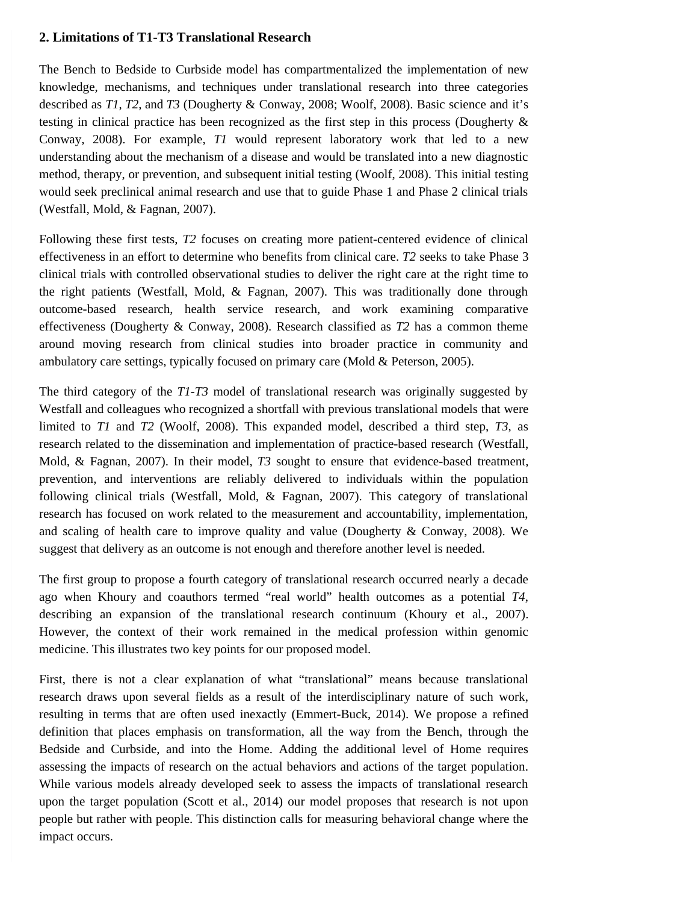## 2. Limitations of T1-T3 Translational Research

The Bench to Bedside to Curbside model has compartmentalized the implementation of new knowledge, mechanisms, and techniques under translational research into three categories described as *T1*, *T2*, and *T3* (Dougherty & Conway, 2008; Woolf, 2008). Basic science and it's testing in clinical practice has been recognized as the first step in this process (Dougherty & Conway, 2008). For example, *T1* would represent laboratory work that led to a new understanding about the mechanism of a disease and would be translated into a new diagnostic method, therapy, or prevention, and subsequent initial testing (Woolf, 2008). This initial testing would seek preclinical animal research and use that to guide Phase 1 and Phase 2 clinical trials (Westfall, Mold, & Fagnan, 2007).

Following these first tests, *T2* focuses on creating more patient-centered evidence of clinical effectiveness in an effort to determine who benefits from clinical care. *T2* seeks to take Phase 3 clinical trials with controlled observational studies to deliver the right care at the right time to the right patients (Westfall, Mold, & Fagnan, 2007). This was traditionally done through outcome-based research, health service research, and work examining comparative effectiveness (Dougherty & Conway, 2008). Research classified as *T2* has a common theme around moving research from clinical studies into broader practice in community and ambulatory care settings, typically focused on primary care (Mold & Peterson, 2005).

The third category of the *T1-T3* model of translational research was originally suggested by Westfall and colleagues who recognized a shortfall with previous translational models that were limited to *T1* and *T2* (Woolf, 2008). This expanded model, described a third step, *T3*, as research related to the dissemination and implementation of practice-based research (Westfall, Mold, & Fagnan, 2007). In their model, *T3* sought to ensure that evidence-based treatment, prevention, and interventions are reliably delivered to individuals within the population following clinical trials (Westfall, Mold, & Fagnan, 2007). This category of translational research has focused on work related to the measurement and accountability, implementation, and scaling of health care to improve quality and value (Dougherty & Conway, 2008). We suggest that delivery as an outcome is not enough and therefore another level is needed.

The first group to propose a fourth category of translational research occurred nearly a decade ago when Khoury and coauthors termed "real world" health outcomes as a potential *T4*, describing an expansion of the translational research continuum (Khoury et al., 2007). However, the context of their work remained in the medical profession within genomic medicine. This illustrates two key points for our proposed model.

First, there is not a clear explanation of what "translational" means because translational research draws upon several fields as a result of the interdisciplinary nature of such work, resulting in terms that are often used inexactly (Emmert-Buck, 2014). We propose a refined definition that places emphasis on transformation, all the way from the Bench, through the Bedside and Curbside, and into the Home. Adding the additional level of Home requires assessing the impacts of research on the actual behaviors and actions of the target population. While various models already developed seek to assess the impacts of translational research upon the target population (Scott et al., 2014) our model proposes that research is not upon people but rather with people. This distinction calls for measuring behavioral change where the impact occurs.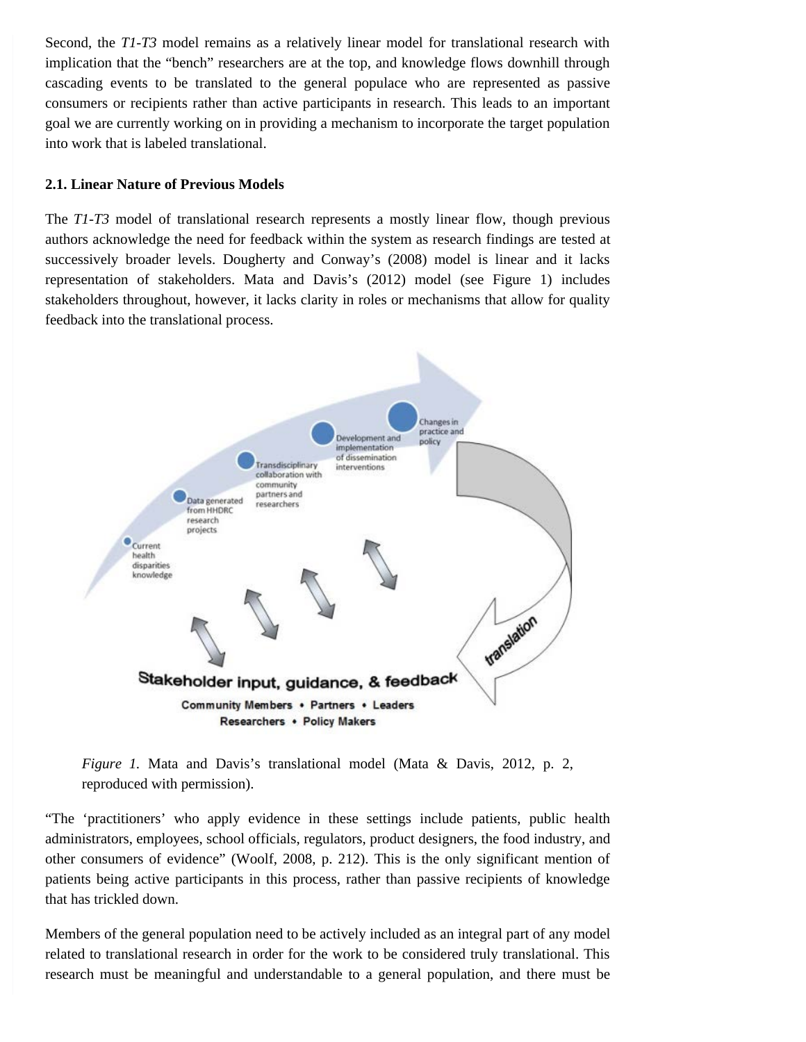Second, the *T1-T3* model remains as a relatively linear model for translational research with implication that the "bench" researchers are at the top, and knowledge flows downhill through cascading events to be translated to the general populace who are represented as passive consumers or recipients rather than active participants in research. This leads to an important goal we are currently working on in providing a mechanism to incorporate the target population into work that is labeled translational.

### 2.1. Linear Nature of Previous Models

The *T1-T3* model of translational research represents a mostly linear flow, though previous authors acknowledge the need for feedback within the system as research findings are tested at successively broader levels. Dougherty and Conway's (2008) model is linear and it lacks representation of stakeholders. Mata and Davis's (2012) model (see Figure 1) includes stakeholders throughout, however, it lacks clarity in roles or mechanisms that allow for quality feedback into the translational process.

*Figure 1.* Mata and Davis's translational model (Mata & Davis, 2012, p. 2, reproduced with permission).

"The 'practitioners' who apply evidence in these settings include patients, public health administrators, employees, school officials, regulators, product designers, the food industry, and other consumers of evidence" (Woolf, 2008, p. 212). This is the only significant mention of patients being active participants in this process, rather than passive recipients of knowledge that has trickled down.

Members of the general population need to be actively included as an integral part of any model related to translational research in order for the work to be considered truly translational. This research must be meaningful and understandable to a general population, and there must be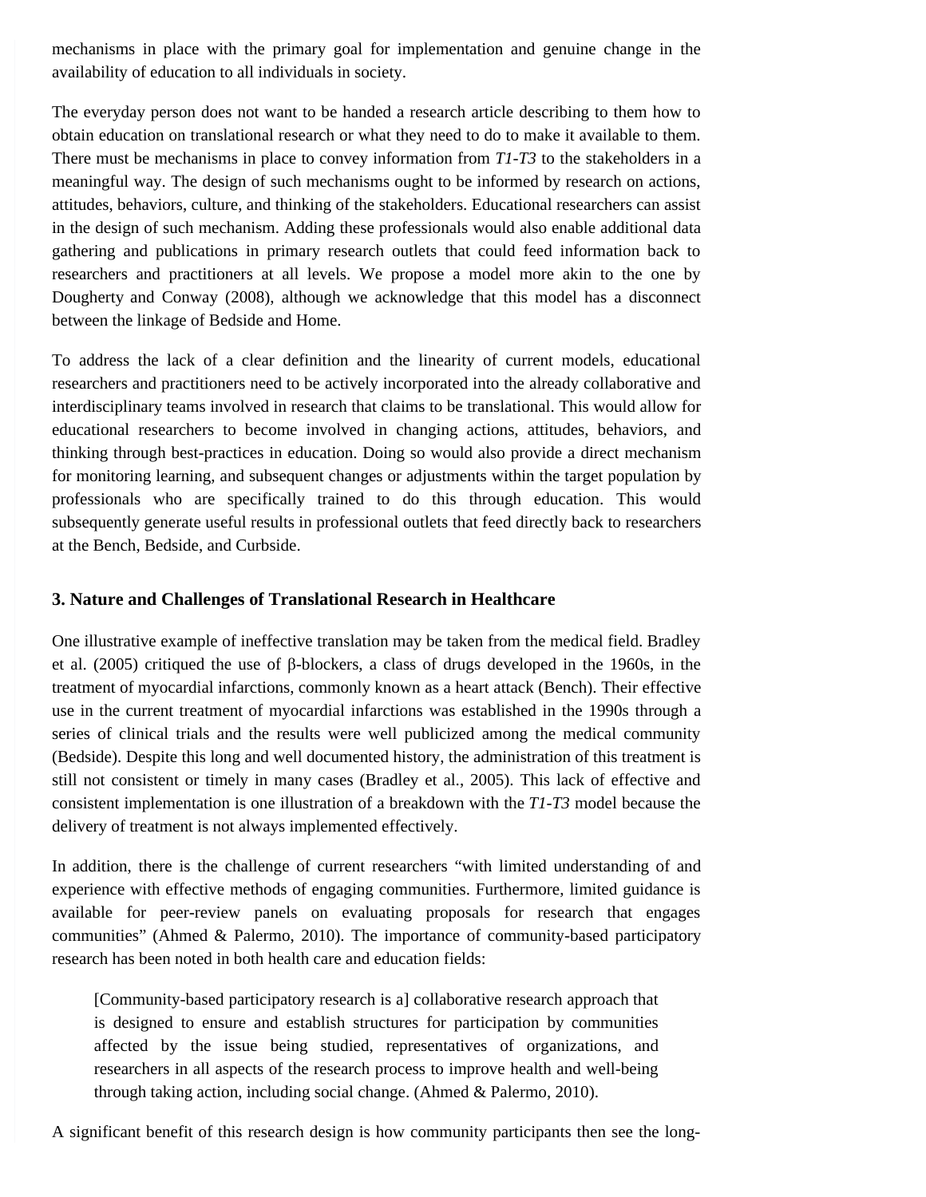mechanisms in place with the primary goal for implementation and genuine change in the availability of education to all individuals in society.

The everyday person does not want to be handed a research article describing to them how to obtain education on translational research or what they need to do to make it available to them. There must be mechanisms in place to convey information from *T1-T3* to the stakeholders in a meaningful way. The design of such mechanisms ought to be informed by research on actions, attitudes, behaviors, culture, and thinking of the stakeholders. Educational researchers can assist in the design of such mechanism. Adding these professionals would also enable additional data gathering and publications in primary research outlets that could feed information back to researchers and practitioners at all levels. We propose a model more akin to the one by Dougherty and Conway (2008), although we acknowledge that this model has a disconnect between the linkage of Bedside and Home.

To address the lack of a clear definition and the linearity of current models, educational researchers and practitioners need to be actively incorporated into the already collaborative and interdisciplinary teams involved in research that claims to be translational. This would allow for educational researchers to become involved in changing actions, attitudes, behaviors, and thinking through best-practices in education. Doing so would also provide a direct mechanism for monitoring learning, and subsequent changes or adjustments within the target population by professionals who are specifically trained to do this through education. This would subsequently generate useful results in professional outlets that feed directly back to researchers at the Bench, Bedside, and Curbside.

## 3. Nature and Challenges of Translational Research in Healthcare

One illustrative example of ineffective translation may be taken from the medical field. Bradley et al. (2005) critiqued the use of β-blockers, a class of drugs developed in the 1960s, in the treatment of myocardial infarctions, commonly known as a heart attack (Bench). Their effective use in the current treatment of myocardial infarctions was established in the 1990s through a series of clinical trials and the results were well publicized among the medical community (Bedside). Despite this long and well documented history, the administration of this treatment is still not consistent or timely in many cases (Bradley et al., 2005). This lack of effective and consistent implementation is one illustration of a breakdown with the *T1-T3* model because the delivery of treatment is not always implemented effectively.

In addition, there is the challenge of current researchers "with limited understanding of and experience with effective methods of engaging communities. Furthermore, limited guidance is available for peer-review panels on evaluating proposals for research that engages communities" (Ahmed & Palermo, 2010). The importance of community-based participatory research has been noted in both health care and education fields:

> [Community-based participatory research is a] collaborative research approach that is designed to ensure and establish structures for participation by communities affected by the issue being studied, representatives of organizations, and researchers in all aspects of the research process to improve health and well-being through taking action, including social change. (Ahmed & Palermo, 2010).

A significant benefit of this research design is how community participants then see the long-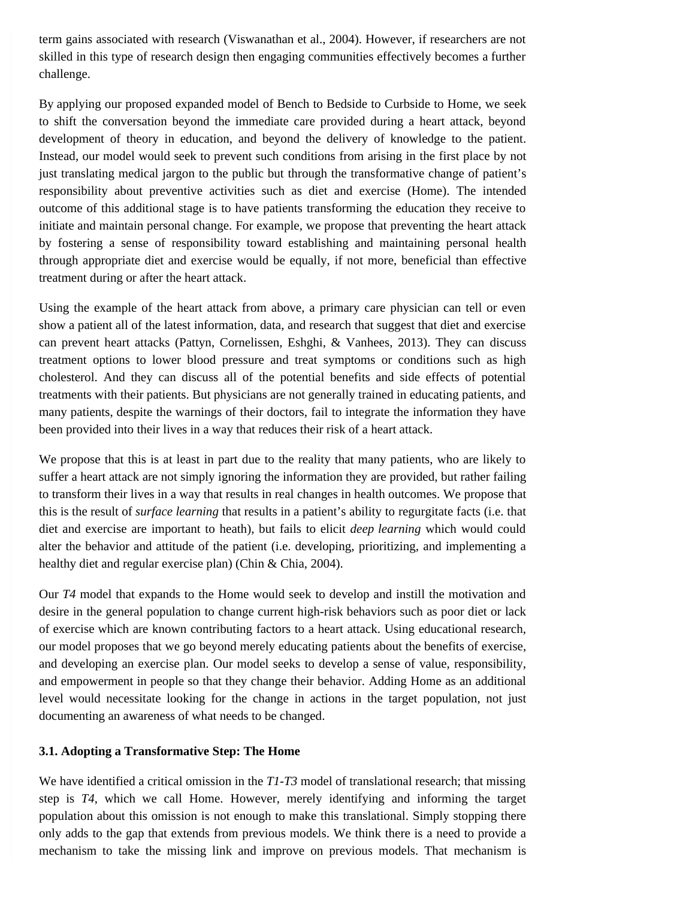term gains associated with research (Viswanathan et al., 2004). However, if researchers are not skilled in this type of research design then engaging communities effectively becomes a further challenge.

By applying our proposed expanded model of Bench to Bedside to Curbside to Home, we seek to shift the conversation beyond the immediate care provided during a heart attack, beyond development of theory in education, and beyond the delivery of knowledge to the patient. Instead, our model would seek to prevent such conditions from arising in the first place by not just translating medical jargon to the public but through the transformative change of patient's responsibility about preventive activities such as diet and exercise (Home). The intended outcome of this additional stage is to have patients transforming the education they receive to initiate and maintain personal change. For example, we propose that preventing the heart attack by fostering a sense of responsibility toward establishing and maintaining personal health through appropriate diet and exercise would be equally, if not more, beneficial than effective treatment during or after the heart attack.

Using the example of the heart attack from above, a primary care physician can tell or even show a patient all of the latest information, data, and research that suggest that diet and exercise can prevent heart attacks (Pattyn, Cornelissen, Eshghi, & Vanhees, 2013). They can discuss treatment options to lower blood pressure and treat symptoms or conditions such as high cholesterol. And they can discuss all of the potential benefits and side effects of potential treatments with their patients. But physicians are not generally trained in educating patients, and many patients, despite the warnings of their doctors, fail to integrate the information they have been provided into their lives in a way that reduces their risk of a heart attack.

We propose that this is at least in part due to the reality that many patients, who are likely to suffer a heart attack are not simply ignoring the information they are provided, but rather failing to transform their lives in a way that results in real changes in health outcomes. We propose that this is the result of *surface learning* that results in a patient's ability to regurgitate facts (i.e. that diet and exercise are important to heath), but fails to elicit *deep learning* which would could alter the behavior and attitude of the patient (i.e. developing, prioritizing, and implementing a healthy diet and regular exercise plan) (Chin & Chia, 2004).

Our *T4* model that expands to the Home would seek to develop and instill the motivation and desire in the general population to change current high-risk behaviors such as poor diet or lack of exercise which are known contributing factors to a heart attack. Using educational research, our model proposes that we go beyond merely educating patients about the benefits of exercise, and developing an exercise plan. Our model seeks to develop a sense of value, responsibility, and empowerment in people so that they change their behavior. Adding Home as an additional level would necessitate looking for the change in actions in the target population, not just documenting an awareness of what needs to be changed.

### 3.1. Adopting a Transformative Step: The Home

We have identified a critical omission in the *T1-T3* model of translational research; that missing step is *T4*, which we call Home. However, merely identifying and informing the target population about this omission is not enough to make this translational. Simply stopping there only adds to the gap that extends from previous models. We think there is a need to provide a mechanism to take the missing link and improve on previous models. That mechanism is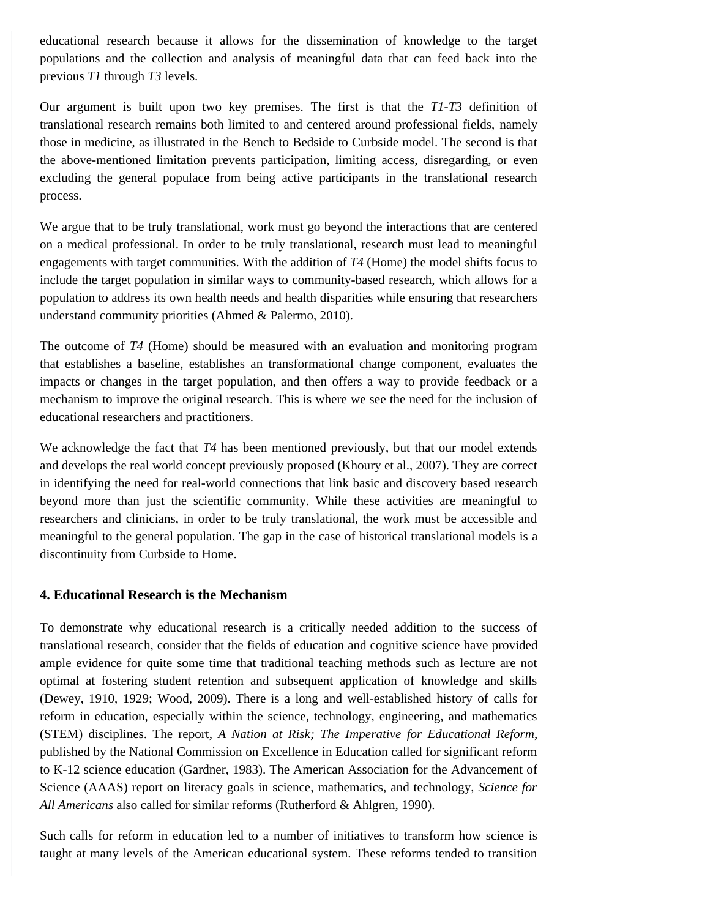educational research because it allows for the dissemination of knowledge to the target populations and the collection and analysis of meaningful data that can feed back into the previous *T1* through *T3* levels.

Our argument is built upon two key premises. The first is that the *T1-T3* definition of translational research remains both limited to and centered around professional fields, namely those in medicine, as illustrated in the Bench to Bedside to Curbside model. The second is that the above-mentioned limitation prevents participation, limiting access, disregarding, or even excluding the general populace from being active participants in the translational research process.

We argue that to be truly translational, work must go beyond the interactions that are centered on a medical professional. In order to be truly translational, research must lead to meaningful engagements with target communities. With the addition of *T4* (Home) the model shifts focus to include the target population in similar ways to community-based research, which allows for a population to address its own health needs and health disparities while ensuring that researchers understand community priorities (Ahmed & Palermo, 2010).

The outcome of *T4* (Home) should be measured with an evaluation and monitoring program that establishes a baseline, establishes an transformational change component, evaluates the impacts or changes in the target population, and then offers a way to provide feedback or a mechanism to improve the original research. This is where we see the need for the inclusion of educational researchers and practitioners.

We acknowledge the fact that *T4* has been mentioned previously, but that our model extends and develops the real world concept previously proposed (Khoury et al., 2007). They are correct in identifying the need for real-world connections that link basic and discovery based research beyond more than just the scientific community. While these activities are meaningful to researchers and clinicians, in order to be truly translational, the work must be accessible and meaningful to the general population. The gap in the case of historical translational models is a discontinuity from Curbside to Home.

### 4. Educational Research is the Mechanism

To demonstrate why educational research is a critically needed addition to the success of translational research, consider that the fields of education and cognitive science have provided ample evidence for quite some time that traditional teaching methods such as lecture are not optimal at fostering student retention and subsequent application of knowledge and skills (Dewey, 1910, 1929; Wood, 2009). There is a long and well-established history of calls for reform in education, especially within the science, technology, engineering, and mathematics (STEM) disciplines. The report, *A Nation at Risk; The Imperative for Educational Reform*, published by the National Commission on Excellence in Education called for significant reform to K-12 science education (Gardner, 1983). The American Association for the Advancement of Science (AAAS) report on literacy goals in science, mathematics, and technology, *Science for All Americans* also called for similar reforms (Rutherford & Ahlgren, 1990).

Such calls for reform in education led to a number of initiatives to transform how science is taught at many levels of the American educational system. These reforms tended to transition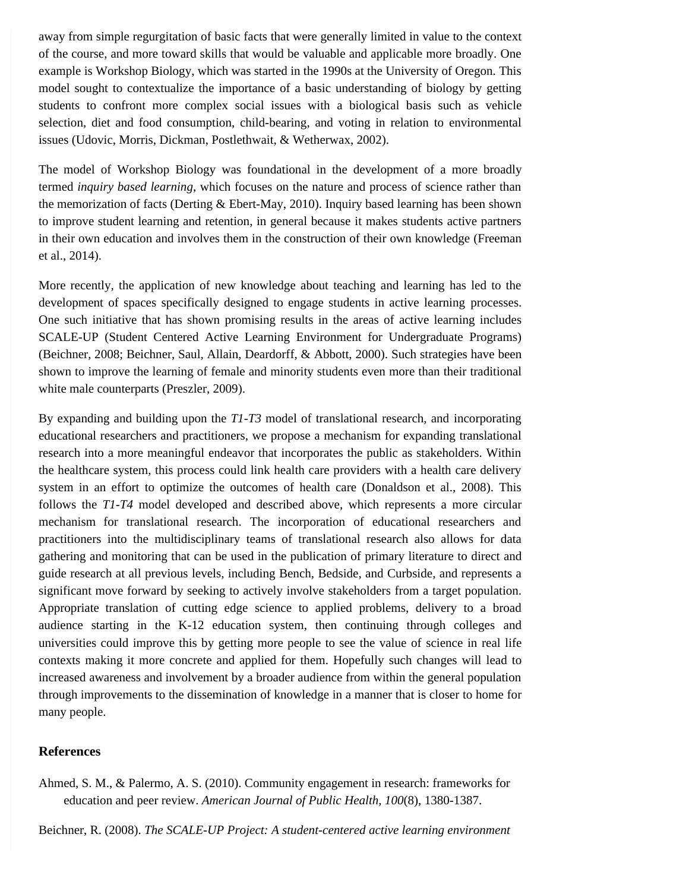away from simple regurgitation of basic facts that were generally limited in value to the context of the course, and more toward skills that would be valuable and applicable more broadly. One example is Workshop Biology, which was started in the 1990s at the University of Oregon. This model sought to contextualize the importance of a basic understanding of biology by getting students to confront more complex social issues with a biological basis such as vehicle selection, diet and food consumption, child-bearing, and voting in relation to environmental issues (Udovic, Morris, Dickman, Postlethwait, & Wetherwax, 2002).

The model of Workshop Biology was foundational in the development of a more broadly termed *inquiry based learning*, which focuses on the nature and process of science rather than the memorization of facts (Derting & Ebert-May, 2010). Inquiry based learning has been shown to improve student learning and retention, in general because it makes students active partners in their own education and involves them in the construction of their own knowledge (Freeman et al., 2014).

More recently, the application of new knowledge about teaching and learning has led to the development of spaces specifically designed to engage students in active learning processes. One such initiative that has shown promising results in the areas of active learning includes SCALE-UP (Student Centered Active Learning Environment for Undergraduate Programs) (Beichner, 2008; Beichner, Saul, Allain, Deardorff, & Abbott, 2000). Such strategies have been shown to improve the learning of female and minority students even more than their traditional white male counterparts (Preszler, 2009).

By expanding and building upon the *T1-T3* model of translational research, and incorporating educational researchers and practitioners, we propose a mechanism for expanding translational research into a more meaningful endeavor that incorporates the public as stakeholders. Within the healthcare system, this process could link health care providers with a health care delivery system in an effort to optimize the outcomes of health care (Donaldson et al., 2008). This follows the *T1-T4* model developed and described above, which represents a more circular mechanism for translational research. The incorporation of educational researchers and practitioners into the multidisciplinary teams of translational research also allows for data gathering and monitoring that can be used in the publication of primary literature to direct and guide research at all previous levels, including Bench, Bedside, and Curbside, and represents a significant move forward by seeking to actively involve stakeholders from a target population. Appropriate translation of cutting edge science to applied problems, delivery to a broad audience starting in the K-12 education system, then continuing through colleges and universities could improve this by getting more people to see the value of science in real life contexts making it more concrete and applied for them. Hopefully such changes will lead to increased awareness and involvement by a broader audience from within the general population through improvements to the dissemination of knowledge in a manner that is closer to home for many people.

## References

Ahmed, S. M., & Palermo, A. S. (2010). Community engagement in research: frameworks for education and peer review. *American Journal of Public Health*, *100*(8), 1380-1387.

Beichner, R. (2008). *The SCALE-UP Project: A student-centered active learning environment*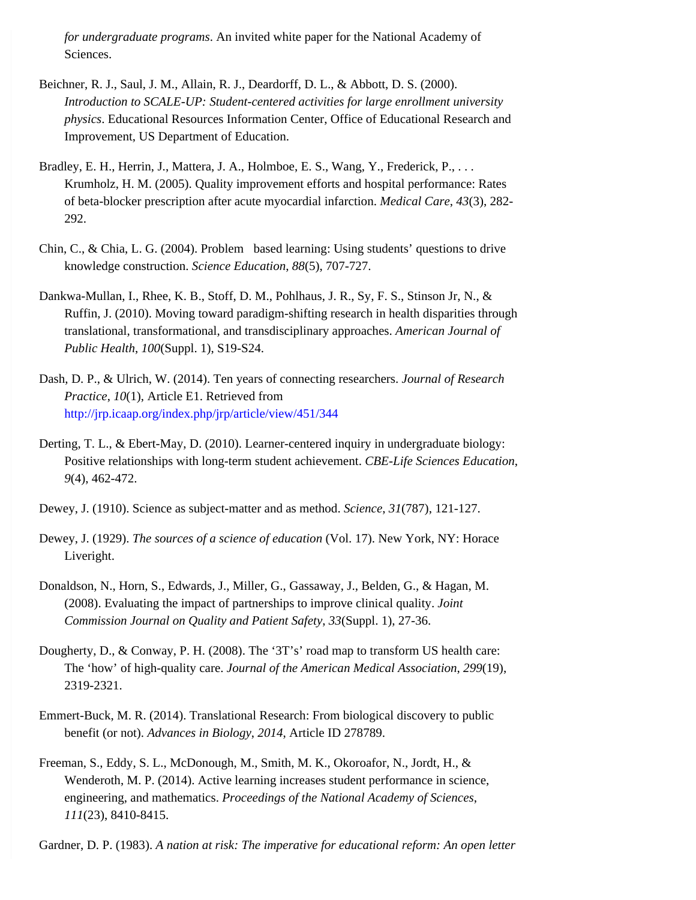*for undergraduate programs*. An invited white paper for the National Academy of Sciences.

Beichner, R. J., Saul, J. M., Allain, R. J., Deardorff, D. L., & Abbott, D. S. (2000). *Introduction to SCALE-UP: Student-centered activities for large enrollment university physics*. Educational Resources Information Center, Office of Educational Research and Improvement, US Department of Education.

Bradley, E. H., Herrin, J., Mattera, J. A., Holmboe, E. S., Wang, Y., Frederick, P., . . . Krumholz, H. M. (2005). Quality improvement efforts and hospital performance: Rates of beta-blocker prescription after acute myocardial infarction. *Medical Care*, *43*(3), 282-292.

Chin, C., & Chia, L. G. (2004). Problem based learning: Using students' questions to drive knowledge construction. *Science Education*, *88*(5), 707-727.

Dankwa-Mullan, I., Rhee, K. B., Stoff, D. M., Pohlhaus, J. R., Sy, F. S., Stinson Jr, N., & Ruffin, J. (2010). Moving toward paradigm-shifting research in health disparities through translational, transformational, and transdisciplinary approaches. *American Journal of Public Health*, *100*(Suppl. 1), S19-S24.

Dash, D. P., & Ulrich, W. (2014). Ten years of connecting researchers. *Journal of Research Practice*, *10*(1), Article E1. Retrieved from http://jrp.icaap.org/index.php/jrp/article/view/451/344

Derting, T. L., & Ebert-May, D. (2010). Learner-centered inquiry in undergraduate biology: Positive relationships with long-term student achievement. *CBE-Life Sciences Education*, *9*(4), 462-472.

Dewey, J. (1910). Science as subject-matter and as method. *Science, 31*(787), 121-127.

Dewey, J. (1929). *The sources of a science of education* (Vol. 17). New York, NY: Horace Liveright.

Donaldson, N., Horn, S., Edwards, J., Miller, G., Gassaway, J., Belden, G., & Hagan, M. (2008). Evaluating the impact of partnerships to improve clinical quality. *Joint Commission Journal on Quality and Patient Safety*, *33*(Suppl. 1), 27-36.

Dougherty, D., & Conway, P. H. (2008). The '3T's' road map to transform US health care: The 'how' of high-quality care. *Journal of the American Medical Association, 299*(19), 2319-2321.

Emmert-Buck, M. R. (2014). Translational Research: From biological discovery to public benefit (or not). *Advances in Biology*, *2014*, Article ID 278789.

Freeman, S., Eddy, S. L., McDonough, M., Smith, M. K., Okoroafor, N., Jordt, H., & Wenderoth, M. P. (2014). Active learning increases student performance in science, engineering, and mathematics. *Proceedings of the National Academy of Sciences*, *111*(23), 8410-8415.

Gardner, D. P. (1983). *A nation at risk: The imperative for educational reform: An open letter*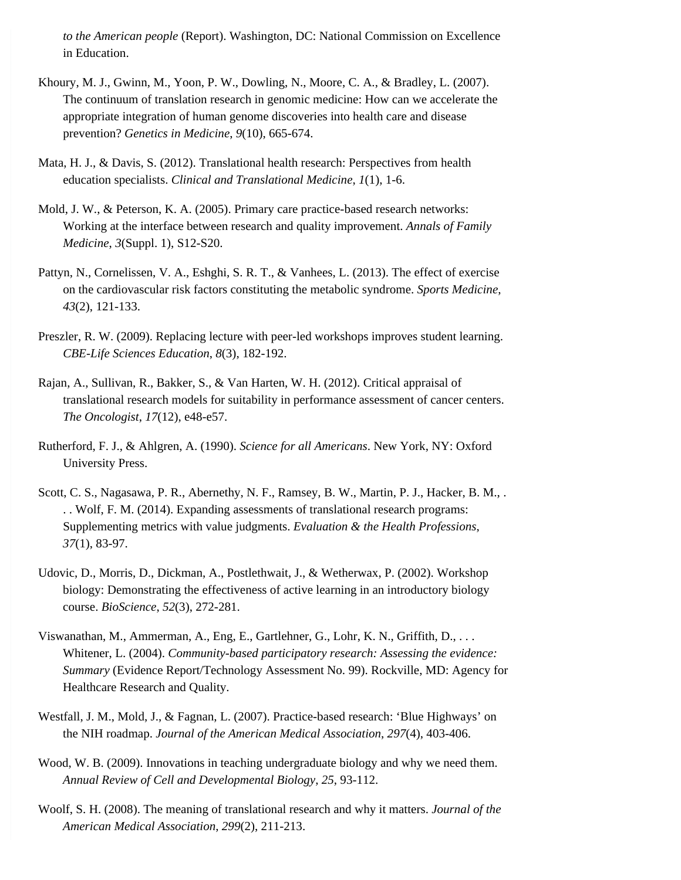*to the American people* (Report). Washington, DC: National Commission on Excellence in Education.

Khoury, M. J., Gwinn, M., Yoon, P. W., Dowling, N., Moore, C. A., & Bradley, L. (2007). The continuum of translation research in genomic medicine: How can we accelerate the appropriate integration of human genome discoveries into health care and disease prevention? *Genetics in Medicine*, *9*(10), 665-674.

Mata, H. J., & Davis, S. (2012). Translational health research: Perspectives from health education specialists. *Clinical and Translational Medicine*, *1*(1), 1-6.

Mold, J. W., & Peterson, K. A. (2005). Primary care practice-based research networks: Working at the interface between research and quality improvement. *Annals of Family Medicine*, *3*(Suppl. 1), S12-S20.

Pattyn, N., Cornelissen, V. A., Eshghi, S. R. T., & Vanhees, L. (2013). The effect of exercise on the cardiovascular risk factors constituting the metabolic syndrome. *Sports Medicine*, *43*(2), 121-133.

Preszler, R. W. (2009). Replacing lecture with peer-led workshops improves student learning. *CBE-Life Sciences Education*, *8*(3), 182-192.

Rajan, A., Sullivan, R., Bakker, S., & Van Harten, W. H. (2012). Critical appraisal of translational research models for suitability in performance assessment of cancer centers. *The Oncologist*, *17*(12), e48-e57.

Rutherford, F. J., & Ahlgren, A. (1990). *Science for all Americans*. New York, NY: Oxford University Press.

Scott, C. S., Nagasawa, P. R., Abernethy, N. F., Ramsey, B. W., Martin, P. J., Hacker, B. M., . . . Wolf, F. M. (2014). Expanding assessments of translational research programs: Supplementing metrics with value judgments. *Evaluation & the Health Professions*, *37*(1), 83-97.

Udovic, D., Morris, D., Dickman, A., Postlethwait, J., & Wetherwax, P. (2002). Workshop biology: Demonstrating the effectiveness of active learning in an introductory biology course. *BioScience*, *52*(3), 272-281.

Viswanathan, M., Ammerman, A., Eng, E., Gartlehner, G., Lohr, K. N., Griffith, D., . . . Whitener, L. (2004). *Community-based participatory research: Assessing the evidence: Summary* (Evidence Report/Technology Assessment No. 99). Rockville, MD: Agency for Healthcare Research and Quality.

Westfall, J. M., Mold, J., & Fagnan, L. (2007). Practice-based research: 'Blue Highways' on the NIH roadmap. *Journal of the American Medical Association*, *297*(4), 403-406.

Wood, W. B. (2009). Innovations in teaching undergraduate biology and why we need them. *Annual Review of Cell and Developmental Biology*, *25*, 93-112.

Woolf, S. H. (2008). The meaning of translational research and why it matters. *Journal of the American Medical Association*, *299*(2), 211-213.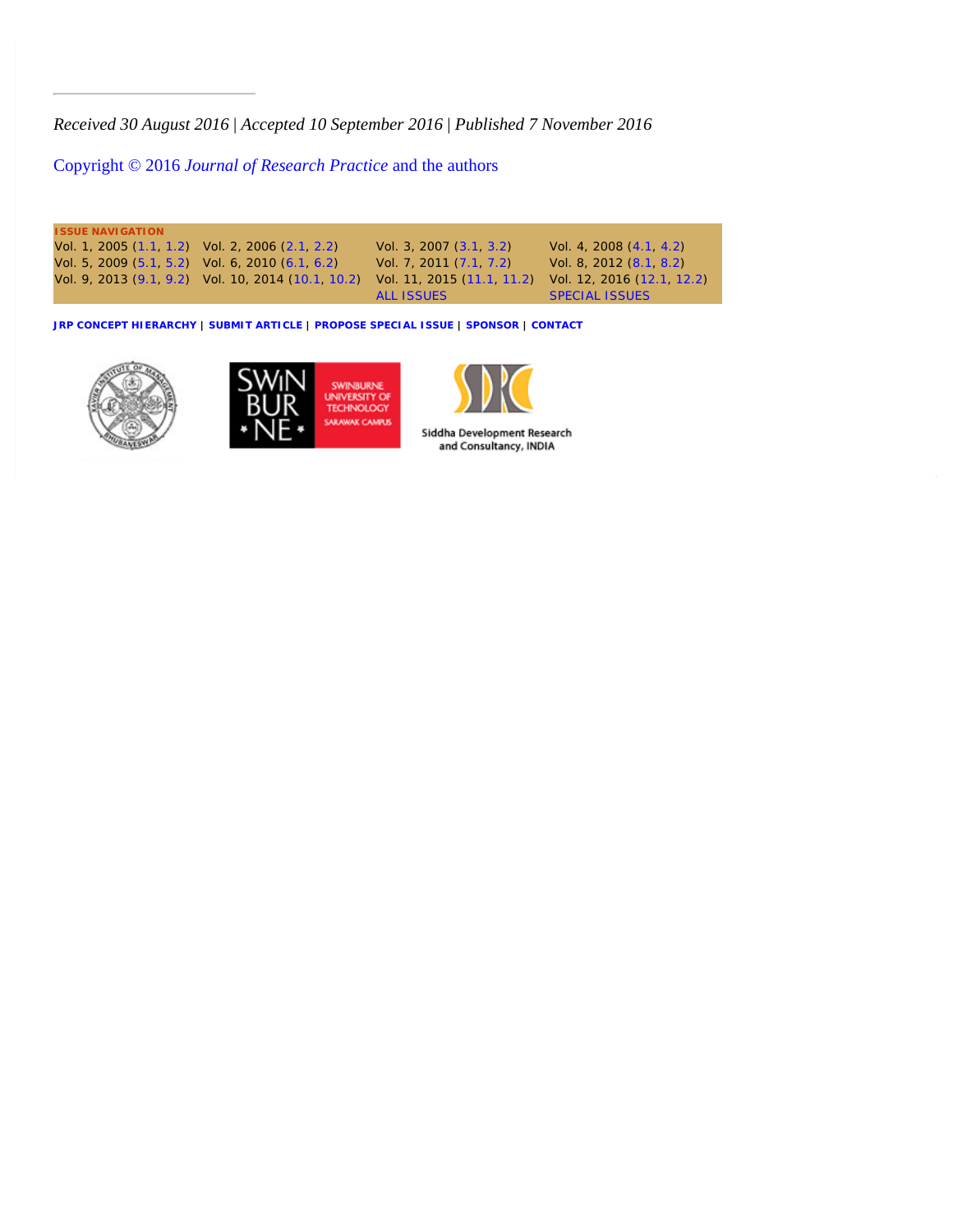*Received 30 August 2016 | Accepted 10 September 2016 | Published 7 November 2016*

Copyright © 2016 *Journal of Research Practice* and the authors

**ISSUE NAVIGATION**

| | | | |
|---|---|---|---|
| Vol. 1, 2005 (1.1, 1.2) | Vol. 2, 2006 (2.1, 2.2) | Vol. 3, 2007 (3.1, 3.2) | Vol. 4, 2008 (4.1, 4.2) |
| Vol. 5, 2009 (5.1, 5.2) | Vol. 6, 2010 (6.1, 6.2) | Vol. 7, 2011 (7.1, 7.2) | Vol. 8, 2012 (8.1, 8.2) |
| Vol. 9, 2013 (9.1, 9.2) | Vol. 10, 2014 (10.1, 10.2) | Vol. 11, 2015 (11.1, 11.2) | Vol. 12, 2016 (12.1, 12.2) |
| | | ALL ISSUES | SPECIAL ISSUES |

**JRP CONCEPT HIERARCHY** | **SUBMIT ARTICLE** | **PROPOSE SPECIAL ISSUE** | **SPONSOR** | **CONTACT**

SWINBURNE UNIVERSITY OF TECHNOLOGY SARAWAK CAMPUS

Siddha Development Research and Consultancy, INDIA